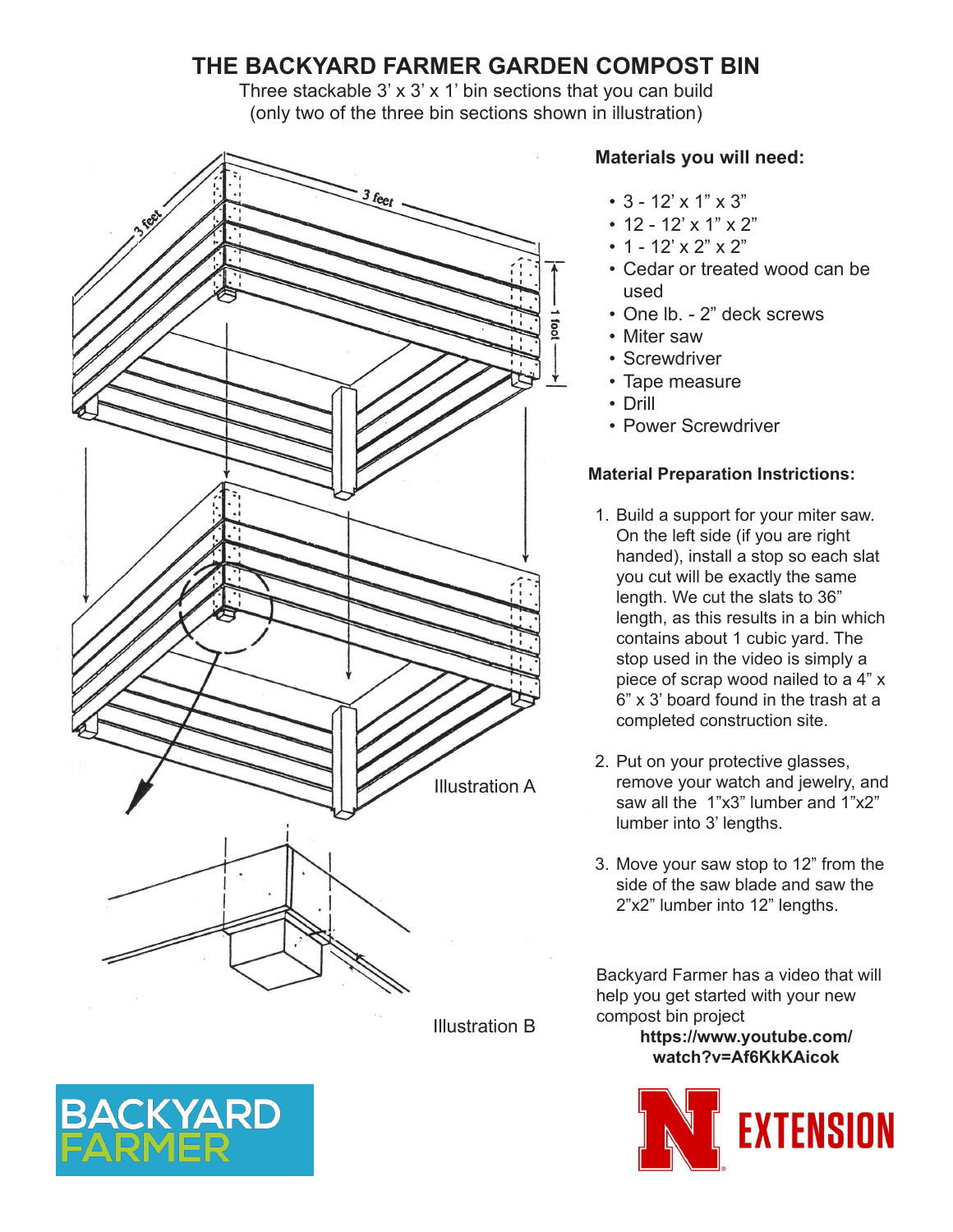# THE BACKYARD FARMER GARDEN COMPOST BIN

Three stackable 3' x 3' x 1' bin sections that you can build
(only two of the three bin sections shown in illustration)

Illustration A

Illustration B

### Materials you will need:

- 3 - 12' x 1" x 3"
- 12 - 12' x 1" x 2"
- 1 - 12' x 2" x 2"
- Cedar or treated wood can be used
- One lb. - 2" deck screws
- Miter saw
- Screwdriver
- Tape measure
- Drill
- Power Screwdriver

### Material Preparation Instrictions:

1. Build a support for your miter saw. On the left side (if you are right handed), install a stop so each slat you cut will be exactly the same length. We cut the slats to 36" length, as this results in a bin which contains about 1 cubic yard. The stop used in the video is simply a piece of scrap wood nailed to a 4" x 6" x 3' board found in the trash at a completed construction site.

2. Put on your protective glasses, remove your watch and jewelry, and saw all the 1"x3" lumber and 1"x2" lumber into 3' lengths.

3. Move your saw stop to 12" from the side of the saw blade and saw the 2"x2" lumber into 12" lengths.

Backyard Farmer has a video that will help you get started with your new compost bin project
**https://www.youtube.com/watch?v=Af6KkKAicok**

BACKYARD FARMER

N EXTENSION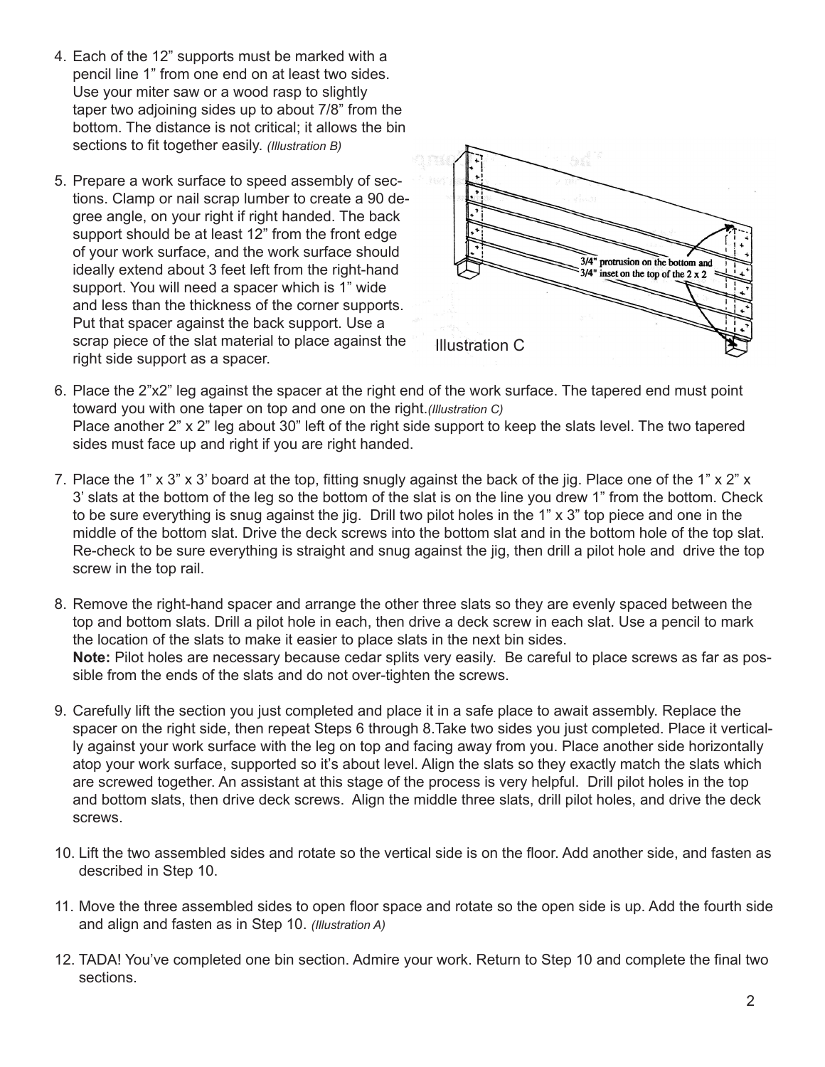4. Each of the 12" supports must be marked with a pencil line 1" from one end on at least two sides. Use your miter saw or a wood rasp to slightly taper two adjoining sides up to about 7/8" from the bottom. The distance is not critical; it allows the bin sections to fit together easily. *(Illustration B)*

5. Prepare a work surface to speed assembly of sections. Clamp or nail scrap lumber to create a 90 degree angle, on your right if right handed. The back support should be at least 12" from the front edge of your work surface, and the work surface should ideally extend about 3 feet left from the right-hand support. You will need a spacer which is 1" wide and less than the thickness of the corner supports. Put that spacer against the back support. Use a scrap piece of the slat material to place against the right side support as a spacer.

3/4" protrusion on the bottom and 3/4" inset on the top of the 2 x 2

Illustration C

6. Place the 2"x2" leg against the spacer at the right end of the work surface. The tapered end must point toward you with one taper on top and one on the right.*(Illustration C)*
   Place another 2" x 2" leg about 30" left of the right side support to keep the slats level. The two tapered sides must face up and right if you are right handed.

7. Place the 1" x 3" x 3' board at the top, fitting snugly against the back of the jig. Place one of the 1" x 2" x 3' slats at the bottom of the leg so the bottom of the slat is on the line you drew 1" from the bottom. Check to be sure everything is snug against the jig. Drill two pilot holes in the 1" x 3" top piece and one in the middle of the bottom slat. Drive the deck screws into the bottom slat and in the bottom hole of the top slat. Re-check to be sure everything is straight and snug against the jig, then drill a pilot hole and drive the top screw in the top rail.

8. Remove the right-hand spacer and arrange the other three slats so they are evenly spaced between the top and bottom slats. Drill a pilot hole in each, then drive a deck screw in each slat. Use a pencil to mark the location of the slats to make it easier to place slats in the next bin sides.
   **Note:** Pilot holes are necessary because cedar splits very easily. Be careful to place screws as far as possible from the ends of the slats and do not over-tighten the screws.

9. Carefully lift the section you just completed and place it in a safe place to await assembly. Replace the spacer on the right side, then repeat Steps 6 through 8.Take two sides you just completed. Place it vertically against your work surface with the leg on top and facing away from you. Place another side horizontally atop your work surface, supported so it's about level. Align the slats so they exactly match the slats which are screwed together. An assistant at this stage of the process is very helpful. Drill pilot holes in the top and bottom slats, then drive deck screws. Align the middle three slats, drill pilot holes, and drive the deck screws.

10. Lift the two assembled sides and rotate so the vertical side is on the floor. Add another side, and fasten as described in Step 10.

11. Move the three assembled sides to open floor space and rotate so the open side is up. Add the fourth side and align and fasten as in Step 10. *(Illustration A)*

12. TADA! You've completed one bin section. Admire your work. Return to Step 10 and complete the final two sections.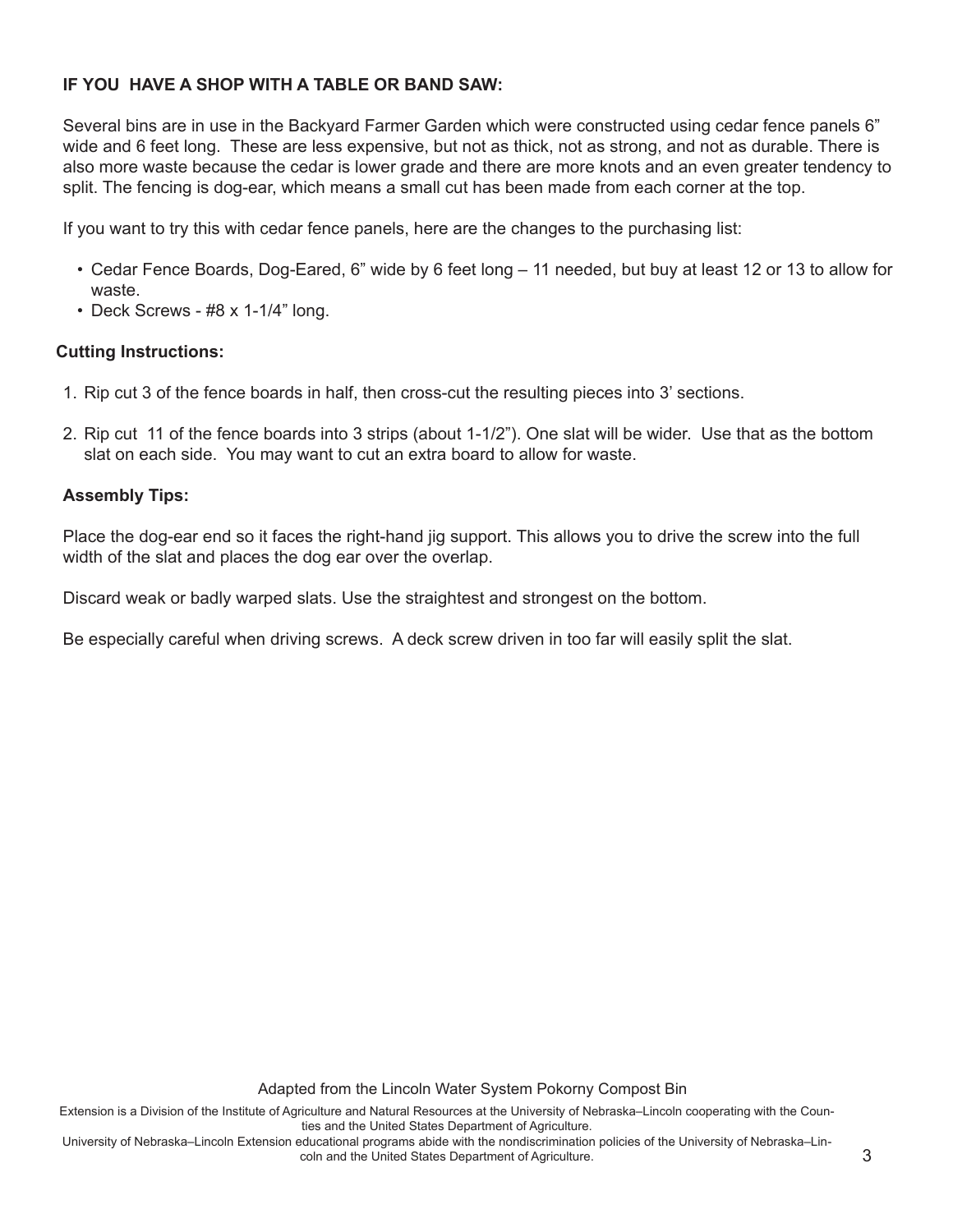**IF YOU  HAVE A SHOP WITH A TABLE OR BAND SAW:**

Several bins are in use in the Backyard Farmer Garden which were constructed using cedar fence panels 6” wide and 6 feet long.  These are less expensive, but not as thick, not as strong, and not as durable. There is also more waste because the cedar is lower grade and there are more knots and an even greater tendency to split. The fencing is dog-ear, which means a small cut has been made from each corner at the top.

If you want to try this with cedar fence panels, here are the changes to the purchasing list:

- Cedar Fence Boards, Dog-Eared, 6” wide by 6 feet long – 11 needed, but buy at least 12 or 13 to allow for waste.
- Deck Screws - #8 x 1-1/4” long.

**Cutting Instructions:**

1. Rip cut 3 of the fence boards in half, then cross-cut the resulting pieces into 3’ sections.
2. Rip cut  11 of the fence boards into 3 strips (about 1-1/2”). One slat will be wider.  Use that as the bottom slat on each side.  You may want to cut an extra board to allow for waste.

**Assembly Tips:**

Place the dog-ear end so it faces the right-hand jig support. This allows you to drive the screw into the full width of the slat and places the dog ear over the overlap.

Discard weak or badly warped slats. Use the straightest and strongest on the bottom.

Be especially careful when driving screws.  A deck screw driven in too far will easily split the slat.

Adapted from the Lincoln Water System Pokorny Compost Bin

Extension is a Division of the Institute of Agriculture and Natural Resources at the University of Nebraska–Lincoln cooperating with the Counties and the United States Department of Agriculture.

University of Nebraska–Lincoln Extension educational programs abide with the nondiscrimination policies of the University of Nebraska–Lincoln and the United States Department of Agriculture.